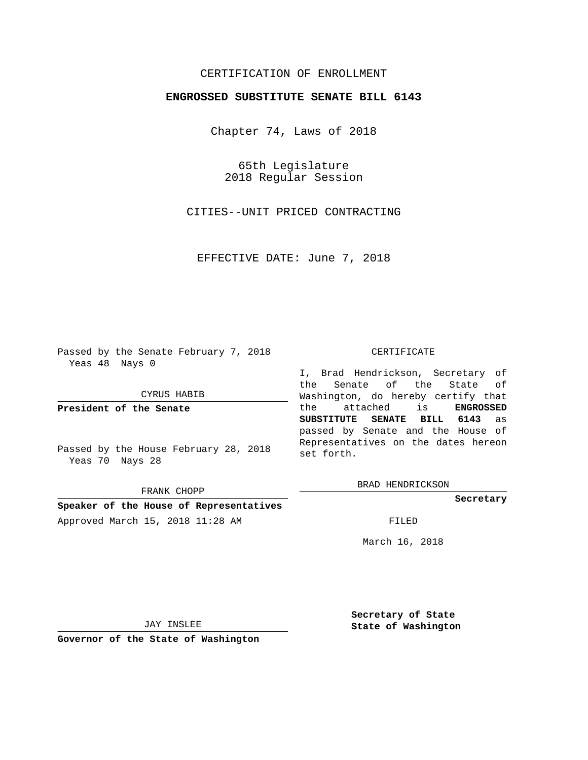CERTIFICATION OF ENROLLMENT

**ENGROSSED SUBSTITUTE SENATE BILL 6143**

Chapter 74, Laws of 2018

65th Legislature
2018 Regular Session

CITIES--UNIT PRICED CONTRACTING

EFFECTIVE DATE: June 7, 2018

Passed by the Senate February 7, 2018
Yeas 48 Nays 0

CYRUS HABIB

**President of the Senate**

Passed by the House February 28, 2018
Yeas 70 Nays 28

FRANK CHOPP

**Speaker of the House of Representatives**

Approved March 15, 2018 11:28 AM

JAY INSLEE

**Governor of the State of Washington**

CERTIFICATE

I, Brad Hendrickson, Secretary of the Senate of the State of Washington, do hereby certify that the attached is **ENGROSSED SUBSTITUTE SENATE BILL 6143** as passed by Senate and the House of Representatives on the dates hereon set forth.

BRAD HENDRICKSON

**Secretary**

FILED

March 16, 2018

**Secretary of State**
**State of Washington**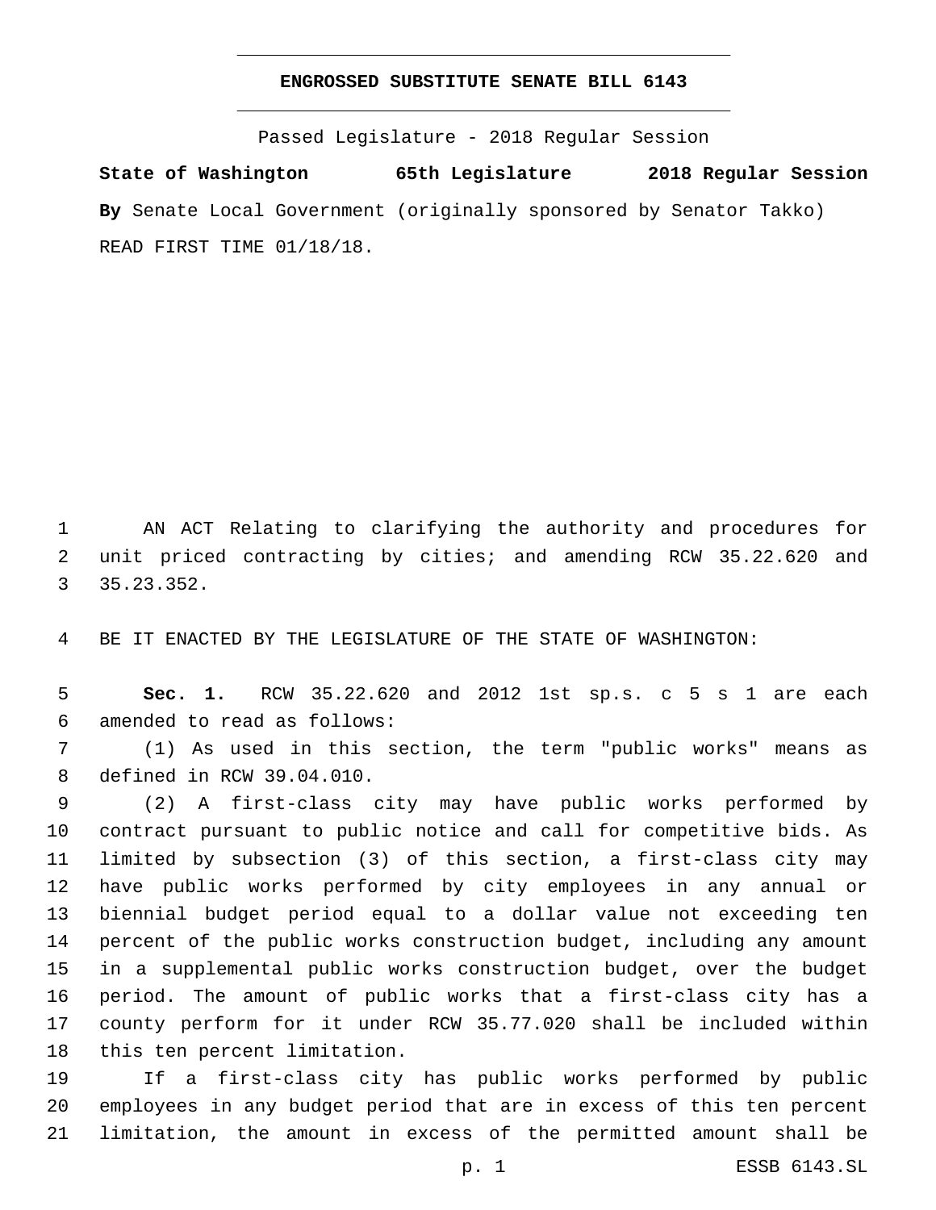# ENGROSSED SUBSTITUTE SENATE BILL 6143

Passed Legislature - 2018 Regular Session

**State of Washington 65th Legislature 2018 Regular Session**

**By** Senate Local Government (originally sponsored by Senator Takko)

READ FIRST TIME 01/18/18.

AN ACT Relating to clarifying the authority and procedures for unit priced contracting by cities; and amending RCW 35.22.620 and 35.23.352.

BE IT ENACTED BY THE LEGISLATURE OF THE STATE OF WASHINGTON:

**Sec. 1.** RCW 35.22.620 and 2012 1st sp.s. c 5 s 1 are each amended to read as follows:

(1) As used in this section, the term "public works" means as defined in RCW 39.04.010.

(2) A first-class city may have public works performed by contract pursuant to public notice and call for competitive bids. As limited by subsection (3) of this section, a first-class city may have public works performed by city employees in any annual or biennial budget period equal to a dollar value not exceeding ten percent of the public works construction budget, including any amount in a supplemental public works construction budget, over the budget period. The amount of public works that a first-class city has a county perform for it under RCW 35.77.020 shall be included within this ten percent limitation.

If a first-class city has public works performed by public employees in any budget period that are in excess of this ten percent limitation, the amount in excess of the permitted amount shall be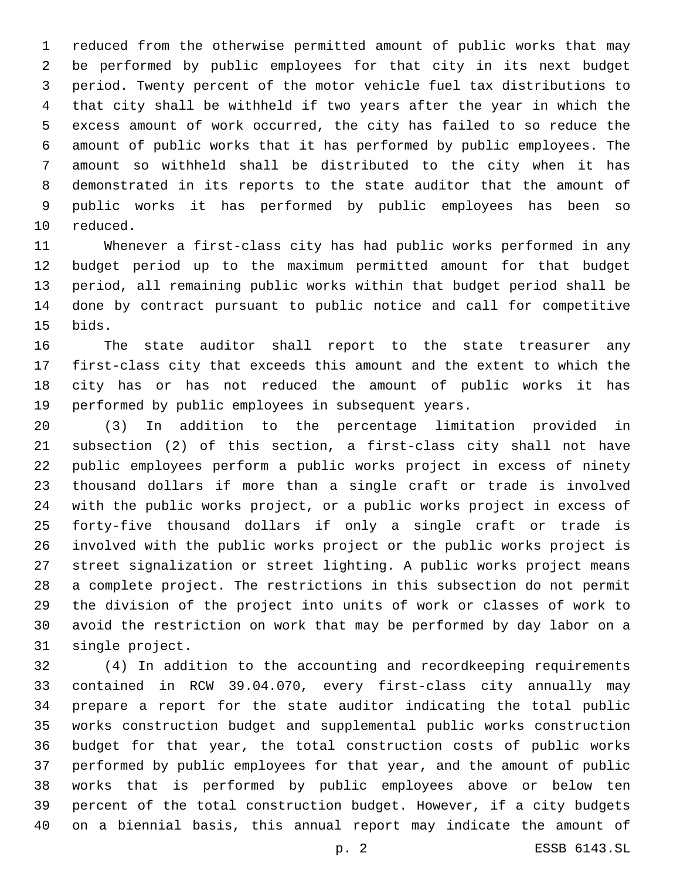reduced from the otherwise permitted amount of public works that may be performed by public employees for that city in its next budget period. Twenty percent of the motor vehicle fuel tax distributions to that city shall be withheld if two years after the year in which the excess amount of work occurred, the city has failed to so reduce the amount of public works that it has performed by public employees. The amount so withheld shall be distributed to the city when it has demonstrated in its reports to the state auditor that the amount of public works it has performed by public employees has been so reduced.

Whenever a first-class city has had public works performed in any budget period up to the maximum permitted amount for that budget period, all remaining public works within that budget period shall be done by contract pursuant to public notice and call for competitive bids.

The state auditor shall report to the state treasurer any first-class city that exceeds this amount and the extent to which the city has or has not reduced the amount of public works it has performed by public employees in subsequent years.

(3) In addition to the percentage limitation provided in subsection (2) of this section, a first-class city shall not have public employees perform a public works project in excess of ninety thousand dollars if more than a single craft or trade is involved with the public works project, or a public works project in excess of forty-five thousand dollars if only a single craft or trade is involved with the public works project or the public works project is street signalization or street lighting. A public works project means a complete project. The restrictions in this subsection do not permit the division of the project into units of work or classes of work to avoid the restriction on work that may be performed by day labor on a single project.

(4) In addition to the accounting and recordkeeping requirements contained in RCW 39.04.070, every first-class city annually may prepare a report for the state auditor indicating the total public works construction budget and supplemental public works construction budget for that year, the total construction costs of public works performed by public employees for that year, and the amount of public works that is performed by public employees above or below ten percent of the total construction budget. However, if a city budgets on a biennial basis, this annual report may indicate the amount of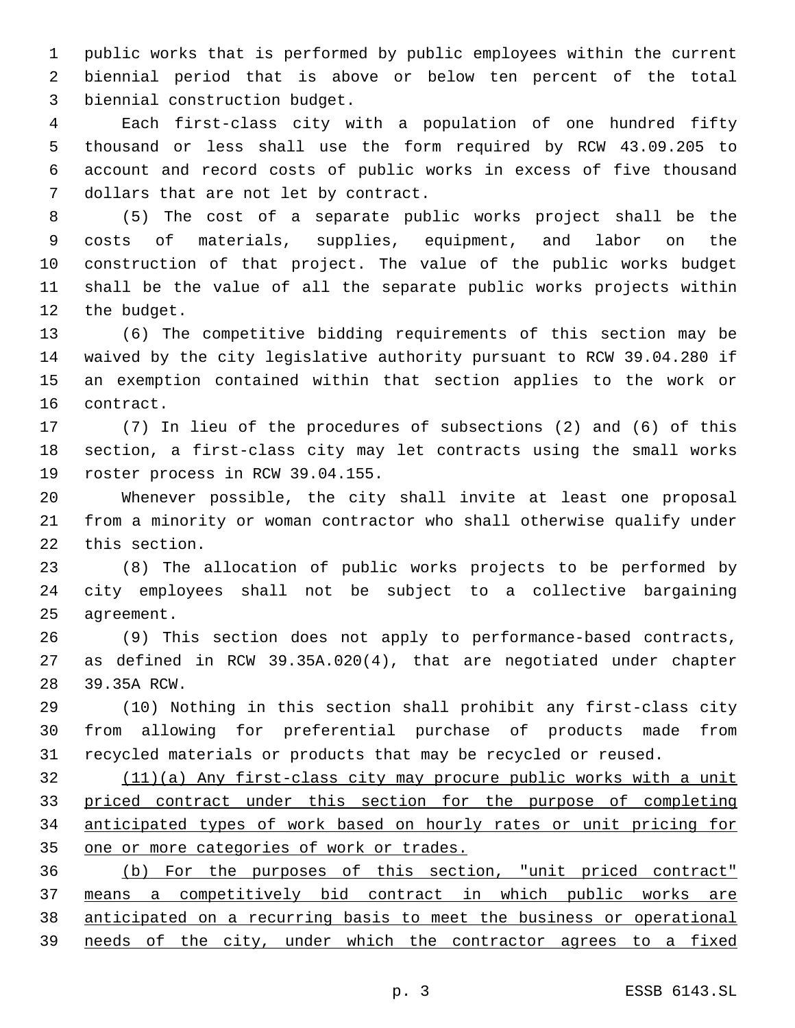public works that is performed by public employees within the current biennial period that is above or below ten percent of the total biennial construction budget.

Each first-class city with a population of one hundred fifty thousand or less shall use the form required by RCW 43.09.205 to account and record costs of public works in excess of five thousand dollars that are not let by contract.

(5) The cost of a separate public works project shall be the costs of materials, supplies, equipment, and labor on the construction of that project. The value of the public works budget shall be the value of all the separate public works projects within the budget.

(6) The competitive bidding requirements of this section may be waived by the city legislative authority pursuant to RCW 39.04.280 if an exemption contained within that section applies to the work or contract.

(7) In lieu of the procedures of subsections (2) and (6) of this section, a first-class city may let contracts using the small works roster process in RCW 39.04.155.

Whenever possible, the city shall invite at least one proposal from a minority or woman contractor who shall otherwise qualify under this section.

(8) The allocation of public works projects to be performed by city employees shall not be subject to a collective bargaining agreement.

(9) This section does not apply to performance-based contracts, as defined in RCW 39.35A.020(4), that are negotiated under chapter 39.35A RCW.

(10) Nothing in this section shall prohibit any first-class city from allowing for preferential purchase of products made from recycled materials or products that may be recycled or reused.

<u>(11)(a) Any first-class city may procure public works with a unit priced contract under this section for the purpose of completing anticipated types of work based on hourly rates or unit pricing for one or more categories of work or trades.</u>

<u>(b) For the purposes of this section, "unit priced contract" means a competitively bid contract in which public works are anticipated on a recurring basis to meet the business or operational needs of the city, under which the contractor agrees to a fixed</u>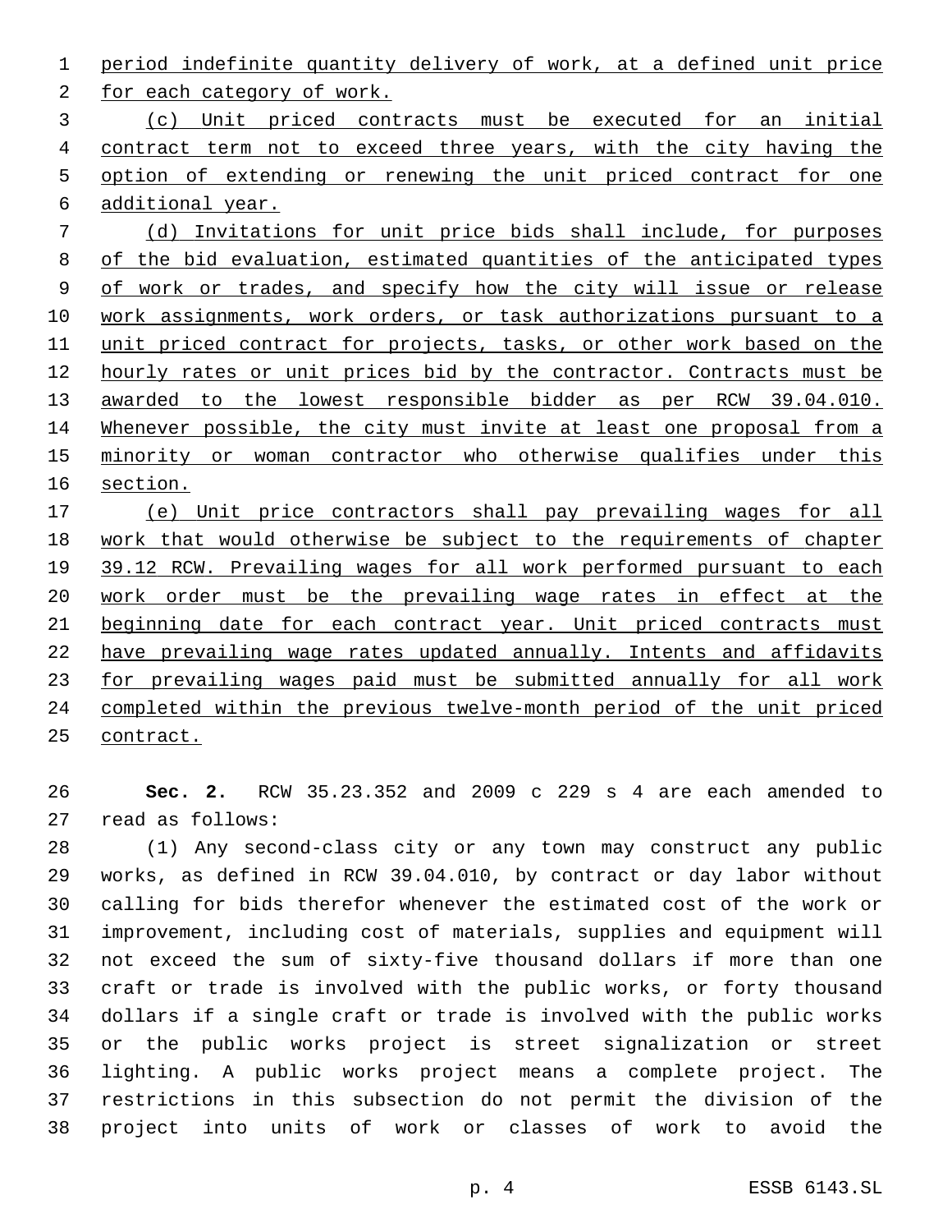period indefinite quantity delivery of work, at a defined unit price for each category of work.

(c) Unit priced contracts must be executed for an initial contract term not to exceed three years, with the city having the option of extending or renewing the unit priced contract for one additional year.

(d) Invitations for unit price bids shall include, for purposes of the bid evaluation, estimated quantities of the anticipated types of work or trades, and specify how the city will issue or release work assignments, work orders, or task authorizations pursuant to a unit priced contract for projects, tasks, or other work based on the hourly rates or unit prices bid by the contractor. Contracts must be awarded to the lowest responsible bidder as per RCW 39.04.010. Whenever possible, the city must invite at least one proposal from a minority or woman contractor who otherwise qualifies under this section.

(e) Unit price contractors shall pay prevailing wages for all work that would otherwise be subject to the requirements of chapter 39.12 RCW. Prevailing wages for all work performed pursuant to each work order must be the prevailing wage rates in effect at the beginning date for each contract year. Unit priced contracts must have prevailing wage rates updated annually. Intents and affidavits for prevailing wages paid must be submitted annually for all work completed within the previous twelve-month period of the unit priced contract.

**Sec. 2.** RCW 35.23.352 and 2009 c 229 s 4 are each amended to read as follows:

(1) Any second-class city or any town may construct any public works, as defined in RCW 39.04.010, by contract or day labor without calling for bids therefor whenever the estimated cost of the work or improvement, including cost of materials, supplies and equipment will not exceed the sum of sixty-five thousand dollars if more than one craft or trade is involved with the public works, or forty thousand dollars if a single craft or trade is involved with the public works or the public works project is street signalization or street lighting. A public works project means a complete project. The restrictions in this subsection do not permit the division of the project into units of work or classes of work to avoid the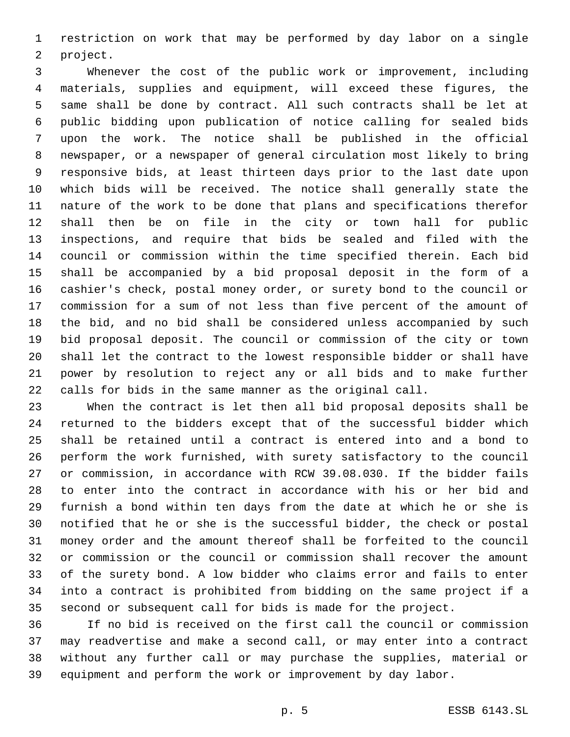restriction on work that may be performed by day labor on a single project.

Whenever the cost of the public work or improvement, including materials, supplies and equipment, will exceed these figures, the same shall be done by contract. All such contracts shall be let at public bidding upon publication of notice calling for sealed bids upon the work. The notice shall be published in the official newspaper, or a newspaper of general circulation most likely to bring responsive bids, at least thirteen days prior to the last date upon which bids will be received. The notice shall generally state the nature of the work to be done that plans and specifications therefor shall then be on file in the city or town hall for public inspections, and require that bids be sealed and filed with the council or commission within the time specified therein. Each bid shall be accompanied by a bid proposal deposit in the form of a cashier's check, postal money order, or surety bond to the council or commission for a sum of not less than five percent of the amount of the bid, and no bid shall be considered unless accompanied by such bid proposal deposit. The council or commission of the city or town shall let the contract to the lowest responsible bidder or shall have power by resolution to reject any or all bids and to make further calls for bids in the same manner as the original call.

When the contract is let then all bid proposal deposits shall be returned to the bidders except that of the successful bidder which shall be retained until a contract is entered into and a bond to perform the work furnished, with surety satisfactory to the council or commission, in accordance with RCW 39.08.030. If the bidder fails to enter into the contract in accordance with his or her bid and furnish a bond within ten days from the date at which he or she is notified that he or she is the successful bidder, the check or postal money order and the amount thereof shall be forfeited to the council or commission or the council or commission shall recover the amount of the surety bond. A low bidder who claims error and fails to enter into a contract is prohibited from bidding on the same project if a second or subsequent call for bids is made for the project.

If no bid is received on the first call the council or commission may readvertise and make a second call, or may enter into a contract without any further call or may purchase the supplies, material or equipment and perform the work or improvement by day labor.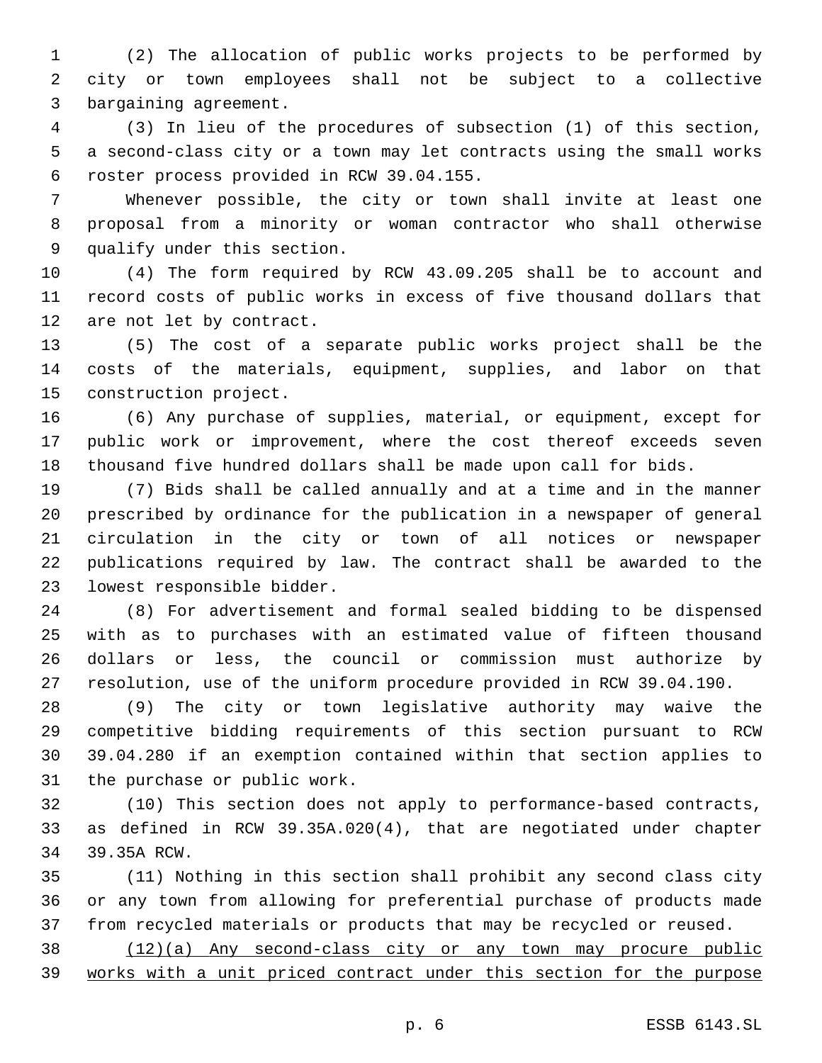(2) The allocation of public works projects to be performed by city or town employees shall not be subject to a collective bargaining agreement.

(3) In lieu of the procedures of subsection (1) of this section, a second-class city or a town may let contracts using the small works roster process provided in RCW 39.04.155.

Whenever possible, the city or town shall invite at least one proposal from a minority or woman contractor who shall otherwise qualify under this section.

(4) The form required by RCW 43.09.205 shall be to account and record costs of public works in excess of five thousand dollars that are not let by contract.

(5) The cost of a separate public works project shall be the costs of the materials, equipment, supplies, and labor on that construction project.

(6) Any purchase of supplies, material, or equipment, except for public work or improvement, where the cost thereof exceeds seven thousand five hundred dollars shall be made upon call for bids.

(7) Bids shall be called annually and at a time and in the manner prescribed by ordinance for the publication in a newspaper of general circulation in the city or town of all notices or newspaper publications required by law. The contract shall be awarded to the lowest responsible bidder.

(8) For advertisement and formal sealed bidding to be dispensed with as to purchases with an estimated value of fifteen thousand dollars or less, the council or commission must authorize by resolution, use of the uniform procedure provided in RCW 39.04.190.

(9) The city or town legislative authority may waive the competitive bidding requirements of this section pursuant to RCW 39.04.280 if an exemption contained within that section applies to the purchase or public work.

(10) This section does not apply to performance-based contracts, as defined in RCW 39.35A.020(4), that are negotiated under chapter 39.35A RCW.

(11) Nothing in this section shall prohibit any second class city or any town from allowing for preferential purchase of products made from recycled materials or products that may be recycled or reused.

<u>(12)(a) Any second-class city or any town may procure public works with a unit priced contract under this section for the purpose</u>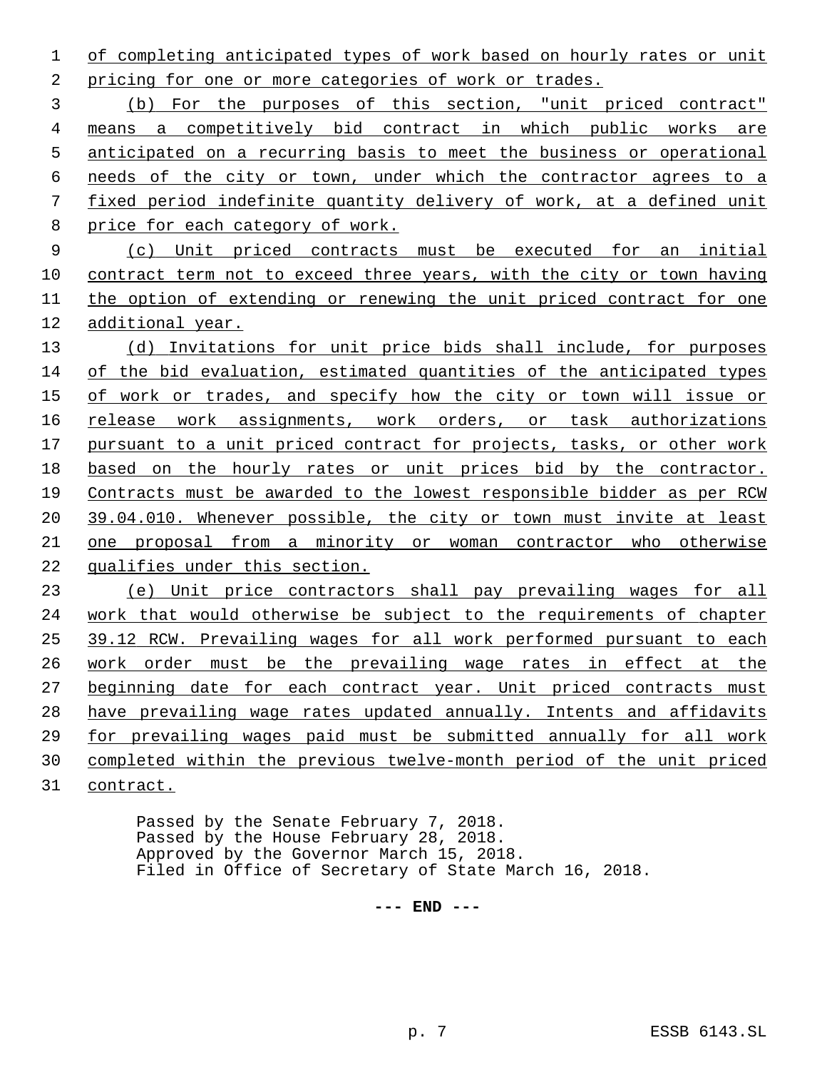of completing anticipated types of work based on hourly rates or unit pricing for one or more categories of work or trades.

(b) For the purposes of this section, "unit priced contract" means a competitively bid contract in which public works are anticipated on a recurring basis to meet the business or operational needs of the city or town, under which the contractor agrees to a fixed period indefinite quantity delivery of work, at a defined unit price for each category of work.

(c) Unit priced contracts must be executed for an initial contract term not to exceed three years, with the city or town having the option of extending or renewing the unit priced contract for one additional year.

(d) Invitations for unit price bids shall include, for purposes of the bid evaluation, estimated quantities of the anticipated types of work or trades, and specify how the city or town will issue or release work assignments, work orders, or task authorizations pursuant to a unit priced contract for projects, tasks, or other work based on the hourly rates or unit prices bid by the contractor. Contracts must be awarded to the lowest responsible bidder as per RCW 39.04.010. Whenever possible, the city or town must invite at least one proposal from a minority or woman contractor who otherwise qualifies under this section.

(e) Unit price contractors shall pay prevailing wages for all work that would otherwise be subject to the requirements of chapter 39.12 RCW. Prevailing wages for all work performed pursuant to each work order must be the prevailing wage rates in effect at the beginning date for each contract year. Unit priced contracts must have prevailing wage rates updated annually. Intents and affidavits for prevailing wages paid must be submitted annually for all work completed within the previous twelve-month period of the unit priced contract.

Passed by the Senate February 7, 2018.
Passed by the House February 28, 2018.
Approved by the Governor March 15, 2018.
Filed in Office of Secretary of State March 16, 2018.

**--- END ---**